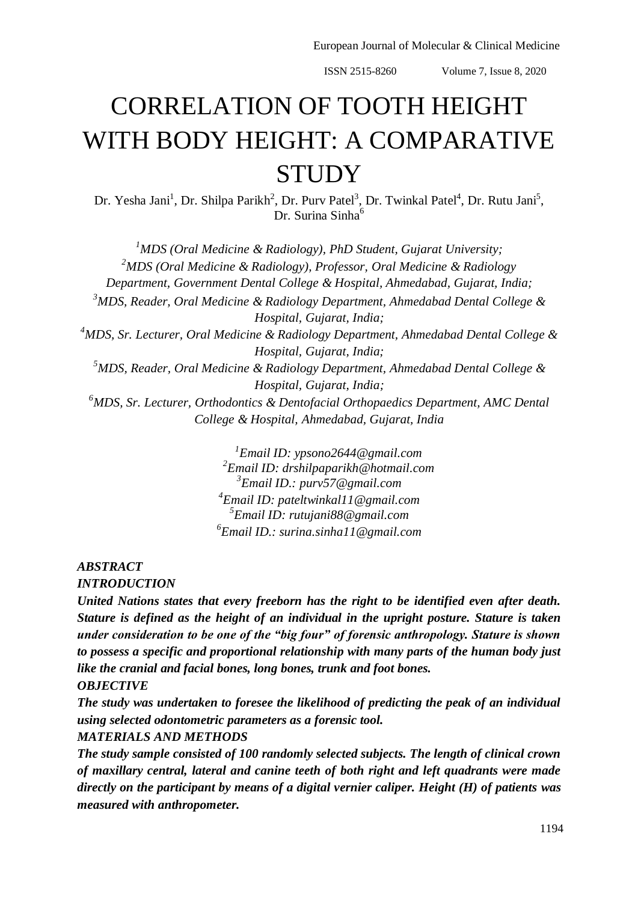# CORRELATION OF TOOTH HEIGHT WITH BODY HEIGHT: A COMPARATIVE STUDY

Dr. Yesha Jani[1], Dr. Shilpa Parikh[2], Dr. Purv Patel[3], Dr. Twinkal Patel[4], Dr. Rutu Jani[5], Dr. Surina Sinha[6]

*[1]MDS (Oral Medicine & Radiology), PhD Student, Gujarat University;*
*[2]MDS (Oral Medicine & Radiology), Professor, Oral Medicine & Radiology Department, Government Dental College & Hospital, Ahmedabad, Gujarat, India;*
*[3]MDS, Reader, Oral Medicine & Radiology Department, Ahmedabad Dental College & Hospital, Gujarat, India;*
*[4]MDS, Sr. Lecturer, Oral Medicine & Radiology Department, Ahmedabad Dental College & Hospital, Gujarat, India;*
*[5]MDS, Reader, Oral Medicine & Radiology Department, Ahmedabad Dental College & Hospital, Gujarat, India;*
*[6]MDS, Sr. Lecturer, Orthodontics & Dentofacial Orthopaedics Department, AMC Dental College & Hospital, Ahmedabad, Gujarat, India*

*[1]Email ID: ypsono2644@gmail.com*
*[2]Email ID: drshilpaparikh@hotmail.com*
*[3]Email ID.: purv57@gmail.com*
*[4]Email ID: pateltwinkal11@gmail.com*
*[5]Email ID: rutujani88@gmail.com*
*[6]Email ID.: surina.sinha11@gmail.com*

***ABSTRACT***

***INTRODUCTION***

***United Nations states that every freeborn has the right to be identified even after death. Stature is defined as the height of an individual in the upright posture. Stature is taken under consideration to be one of the "big four" of forensic anthropology. Stature is shown to possess a specific and proportional relationship with many parts of the human body just like the cranial and facial bones, long bones, trunk and foot bones.***

***OBJECTIVE***

***The study was undertaken to foresee the likelihood of predicting the peak of an individual using selected odontometric parameters as a forensic tool.***

***MATERIALS AND METHODS***

***The study sample consisted of 100 randomly selected subjects. The length of clinical crown of maxillary central, lateral and canine teeth of both right and left quadrants were made directly on the participant by means of a digital vernier caliper. Height (H) of patients was measured with anthropometer.***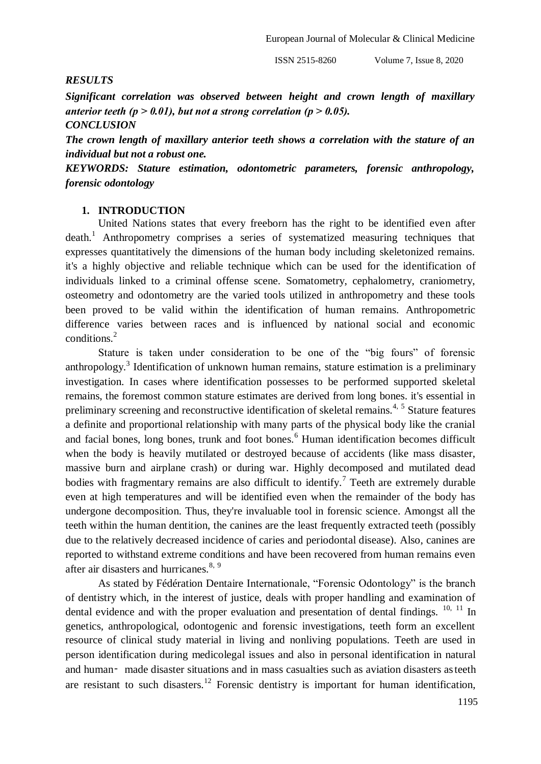***RESULTS***

***Significant correlation was observed between height and crown length of maxillary anterior teeth ($p > 0.01$), but not a strong correlation ($p > 0.05$).***

***CONCLUSION***

***The crown length of maxillary anterior teeth shows a correlation with the stature of an individual but not a robust one.***

***KEYWORDS: Stature estimation, odontometric parameters, forensic anthropology, forensic odontology***

## 1. INTRODUCTION

United Nations states that every freeborn has the right to be identified even after death.[1] Anthropometry comprises a series of systematized measuring techniques that expresses quantitatively the dimensions of the human body including skeletonized remains. it's a highly objective and reliable technique which can be used for the identification of individuals linked to a criminal offense scene. Somatometry, cephalometry, craniometry, osteometry and odontometry are the varied tools utilized in anthropometry and these tools been proved to be valid within the identification of human remains. Anthropometric difference varies between races and is influenced by national social and economic conditions.[2]

Stature is taken under consideration to be one of the "big fours" of forensic anthropology.[3] Identification of unknown human remains, stature estimation is a preliminary investigation. In cases where identification possesses to be performed supported skeletal remains, the foremost common stature estimates are derived from long bones. it's essential in preliminary screening and reconstructive identification of skeletal remains.[4, 5] Stature features a definite and proportional relationship with many parts of the physical body like the cranial and facial bones, long bones, trunk and foot bones.[6] Human identification becomes difficult when the body is heavily mutilated or destroyed because of accidents (like mass disaster, massive burn and airplane crash) or during war. Highly decomposed and mutilated dead bodies with fragmentary remains are also difficult to identify.[7] Teeth are extremely durable even at high temperatures and will be identified even when the remainder of the body has undergone decomposition. Thus, they're invaluable tool in forensic science. Amongst all the teeth within the human dentition, the canines are the least frequently extracted teeth (possibly due to the relatively decreased incidence of caries and periodontal disease). Also, canines are reported to withstand extreme conditions and have been recovered from human remains even after air disasters and hurricanes.[8, 9]

As stated by Fédération Dentaire Internationale, "Forensic Odontology" is the branch of dentistry which, in the interest of justice, deals with proper handling and examination of dental evidence and with the proper evaluation and presentation of dental findings.[10, 11] In genetics, anthropological, odontogenic and forensic investigations, teeth form an excellent resource of clinical study material in living and nonliving populations. Teeth are used in person identification during medicolegal issues and also in personal identification in natural and human‐ made disaster situations and in mass casualties such as aviation disasters as teeth are resistant to such disasters.[12] Forensic dentistry is important for human identification,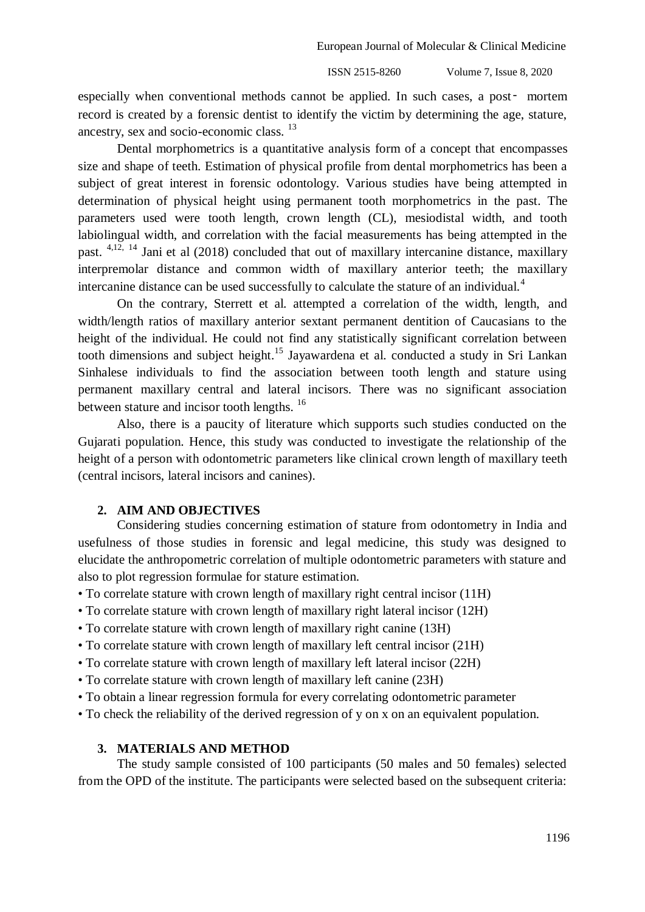especially when conventional methods cannot be applied. In such cases, a post‑ mortem record is created by a forensic dentist to identify the victim by determining the age, stature, ancestry, sex and socio-economic class. [13]

Dental morphometrics is a quantitative analysis form of a concept that encompasses size and shape of teeth. Estimation of physical profile from dental morphometrics has been a subject of great interest in forensic odontology. Various studies have being attempted in determination of physical height using permanent tooth morphometrics in the past. The parameters used were tooth length, crown length (CL), mesiodistal width, and tooth labiolingual width, and correlation with the facial measurements has being attempted in the past. [4,12, 14] Jani et al (2018) concluded that out of maxillary intercanine distance, maxillary interpremolar distance and common width of maxillary anterior teeth; the maxillary intercanine distance can be used successfully to calculate the stature of an individual.[4]

On the contrary, Sterrett et al. attempted a correlation of the width, length, and width/length ratios of maxillary anterior sextant permanent dentition of Caucasians to the height of the individual. He could not find any statistically significant correlation between tooth dimensions and subject height.[15] Jayawardena et al. conducted a study in Sri Lankan Sinhalese individuals to find the association between tooth length and stature using permanent maxillary central and lateral incisors. There was no significant association between stature and incisor tooth lengths. [16]

Also, there is a paucity of literature which supports such studies conducted on the Gujarati population. Hence, this study was conducted to investigate the relationship of the height of a person with odontometric parameters like clinical crown length of maxillary teeth (central incisors, lateral incisors and canines).

## 2. AIM AND OBJECTIVES

Considering studies concerning estimation of stature from odontometry in India and usefulness of those studies in forensic and legal medicine, this study was designed to elucidate the anthropometric correlation of multiple odontometric parameters with stature and also to plot regression formulae for stature estimation.

- To correlate stature with crown length of maxillary right central incisor (11H)
- To correlate stature with crown length of maxillary right lateral incisor (12H)
- To correlate stature with crown length of maxillary right canine (13H)
- To correlate stature with crown length of maxillary left central incisor (21H)
- To correlate stature with crown length of maxillary left lateral incisor (22H)
- To correlate stature with crown length of maxillary left canine (23H)
- To obtain a linear regression formula for every correlating odontometric parameter
- To check the reliability of the derived regression of y on x on an equivalent population.

## 3. MATERIALS AND METHOD

The study sample consisted of 100 participants (50 males and 50 females) selected from the OPD of the institute. The participants were selected based on the subsequent criteria: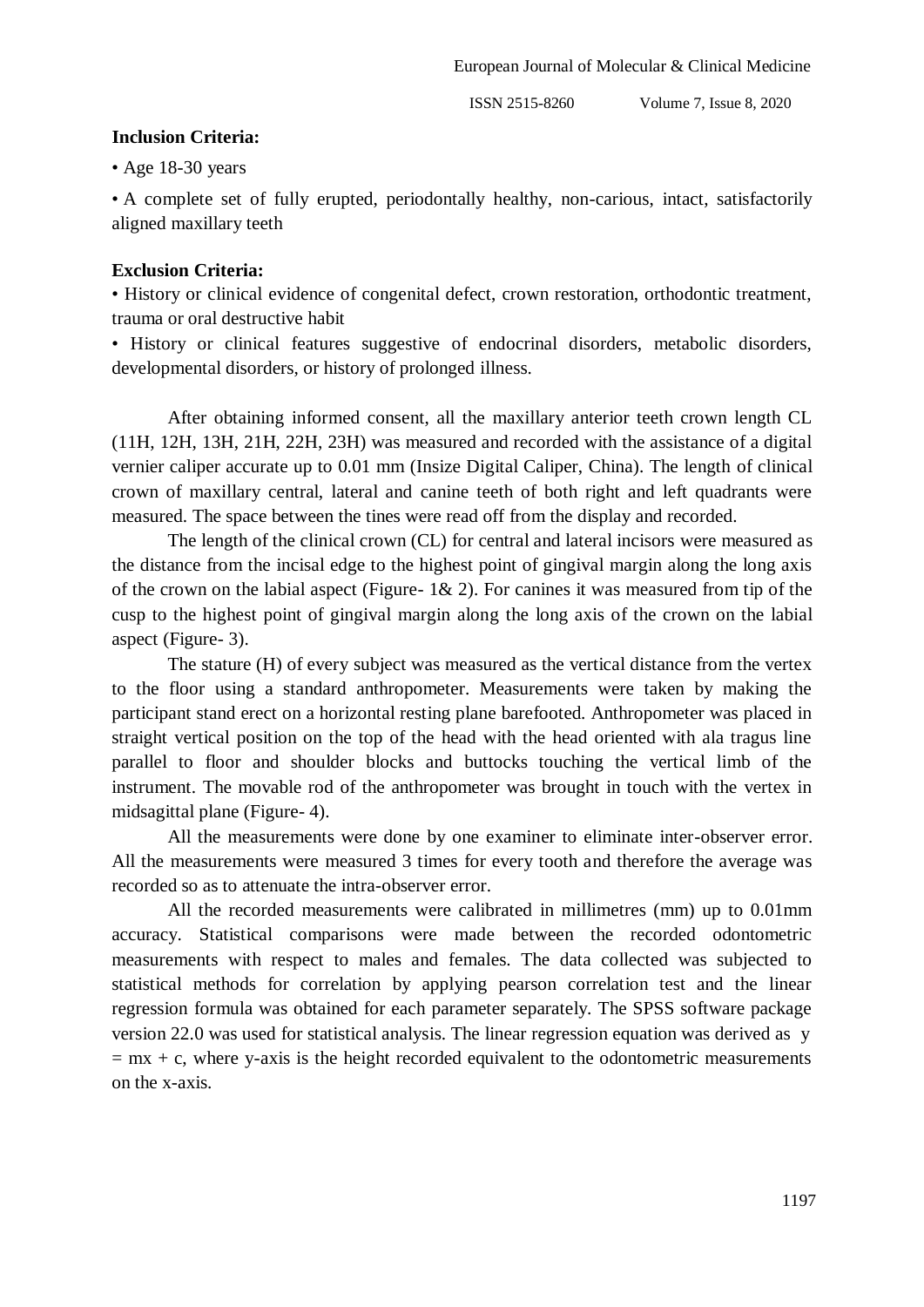**Inclusion Criteria:**

- Age 18-30 years
- A complete set of fully erupted, periodontally healthy, non-carious, intact, satisfactorily aligned maxillary teeth

**Exclusion Criteria:**

- History or clinical evidence of congenital defect, crown restoration, orthodontic treatment, trauma or oral destructive habit
- History or clinical features suggestive of endocrinal disorders, metabolic disorders, developmental disorders, or history of prolonged illness.

After obtaining informed consent, all the maxillary anterior teeth crown length CL (11H, 12H, 13H, 21H, 22H, 23H) was measured and recorded with the assistance of a digital vernier caliper accurate up to 0.01 mm (Insize Digital Caliper, China). The length of clinical crown of maxillary central, lateral and canine teeth of both right and left quadrants were measured. The space between the tines were read off from the display and recorded.

The length of the clinical crown (CL) for central and lateral incisors were measured as the distance from the incisal edge to the highest point of gingival margin along the long axis of the crown on the labial aspect (Figure- 1& 2). For canines it was measured from tip of the cusp to the highest point of gingival margin along the long axis of the crown on the labial aspect (Figure- 3).

The stature (H) of every subject was measured as the vertical distance from the vertex to the floor using a standard anthropometer. Measurements were taken by making the participant stand erect on a horizontal resting plane barefooted. Anthropometer was placed in straight vertical position on the top of the head with the head oriented with ala tragus line parallel to floor and shoulder blocks and buttocks touching the vertical limb of the instrument. The movable rod of the anthropometer was brought in touch with the vertex in midsagittal plane (Figure- 4).

All the measurements were done by one examiner to eliminate inter-observer error. All the measurements were measured 3 times for every tooth and therefore the average was recorded so as to attenuate the intra-observer error.

All the recorded measurements were calibrated in millimetres (mm) up to 0.01mm accuracy. Statistical comparisons were made between the recorded odontometric measurements with respect to males and females. The data collected was subjected to statistical methods for correlation by applying pearson correlation test and the linear regression formula was obtained for each parameter separately. The SPSS software package version 22.0 was used for statistical analysis. The linear regression equation was derived as $y = mx + c$, where y-axis is the height recorded equivalent to the odontometric measurements on the x-axis.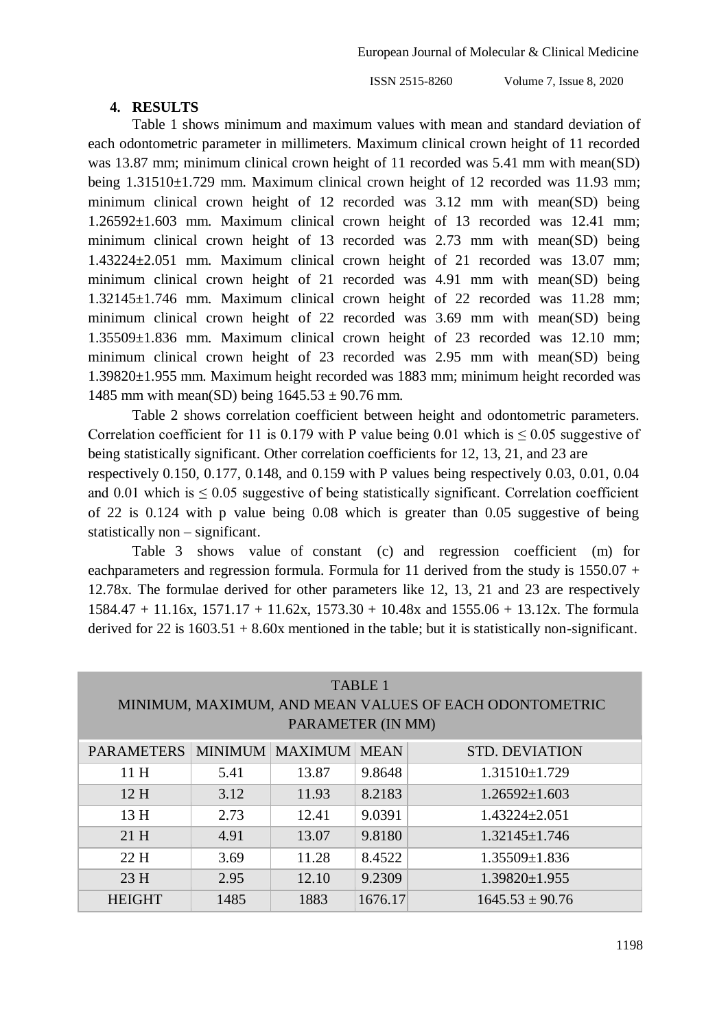## 4. RESULTS

Table 1 shows minimum and maximum values with mean and standard deviation of each odontometric parameter in millimeters. Maximum clinical crown height of 11 recorded was 13.87 mm; minimum clinical crown height of 11 recorded was 5.41 mm with mean(SD) being 1.31510±1.729 mm. Maximum clinical crown height of 12 recorded was 11.93 mm; minimum clinical crown height of 12 recorded was 3.12 mm with mean(SD) being 1.26592±1.603 mm. Maximum clinical crown height of 13 recorded was 12.41 mm; minimum clinical crown height of 13 recorded was 2.73 mm with mean(SD) being 1.43224±2.051 mm. Maximum clinical crown height of 21 recorded was 13.07 mm; minimum clinical crown height of 21 recorded was 4.91 mm with mean(SD) being 1.32145±1.746 mm. Maximum clinical crown height of 22 recorded was 11.28 mm; minimum clinical crown height of 22 recorded was 3.69 mm with mean(SD) being 1.35509±1.836 mm. Maximum clinical crown height of 23 recorded was 12.10 mm; minimum clinical crown height of 23 recorded was 2.95 mm with mean(SD) being 1.39820±1.955 mm. Maximum height recorded was 1883 mm; minimum height recorded was 1485 mm with mean(SD) being 1645.53 ± 90.76 mm.

Table 2 shows correlation coefficient between height and odontometric parameters. Correlation coefficient for 11 is 0.179 with P value being 0.01 which is ≤ 0.05 suggestive of being statistically significant. Other correlation coefficients for 12, 13, 21, and 23 are respectively 0.150, 0.177, 0.148, and 0.159 with P values being respectively 0.03, 0.01, 0.04 and 0.01 which is ≤ 0.05 suggestive of being statistically significant. Correlation coefficient of 22 is 0.124 with p value being 0.08 which is greater than 0.05 suggestive of being statistically non – significant.

Table 3 shows value of constant (c) and regression coefficient (m) for eachparameters and regression formula. Formula for 11 derived from the study is 1550.07 + 12.78x. The formulae derived for other parameters like 12, 13, 21 and 23 are respectively 1584.47 + 11.16x, 1571.17 + 11.62x, 1573.30 + 10.48x and 1555.06 + 13.12x. The formula derived for 22 is 1603.51 + 8.60x mentioned in the table; but it is statistically non-significant.

TABLE 1
MINIMUM, MAXIMUM, AND MEAN VALUES OF EACH ODONTOMETRIC PARAMETER (IN MM)

| PARAMETERS | MINIMUM | MAXIMUM | MEAN | STD. DEVIATION |
|---|---|---|---|---|
| 11 H | 5.41 | 13.87 | 9.8648 | 1.31510±1.729 |
| 12 H | 3.12 | 11.93 | 8.2183 | 1.26592±1.603 |
| 13 H | 2.73 | 12.41 | 9.0391 | 1.43224±2.051 |
| 21 H | 4.91 | 13.07 | 9.8180 | 1.32145±1.746 |
| 22 H | 3.69 | 11.28 | 8.4522 | 1.35509±1.836 |
| 23 H | 2.95 | 12.10 | 9.2309 | 1.39820±1.955 |
| HEIGHT | 1485 | 1883 | 1676.17 | 1645.53 ± 90.76 |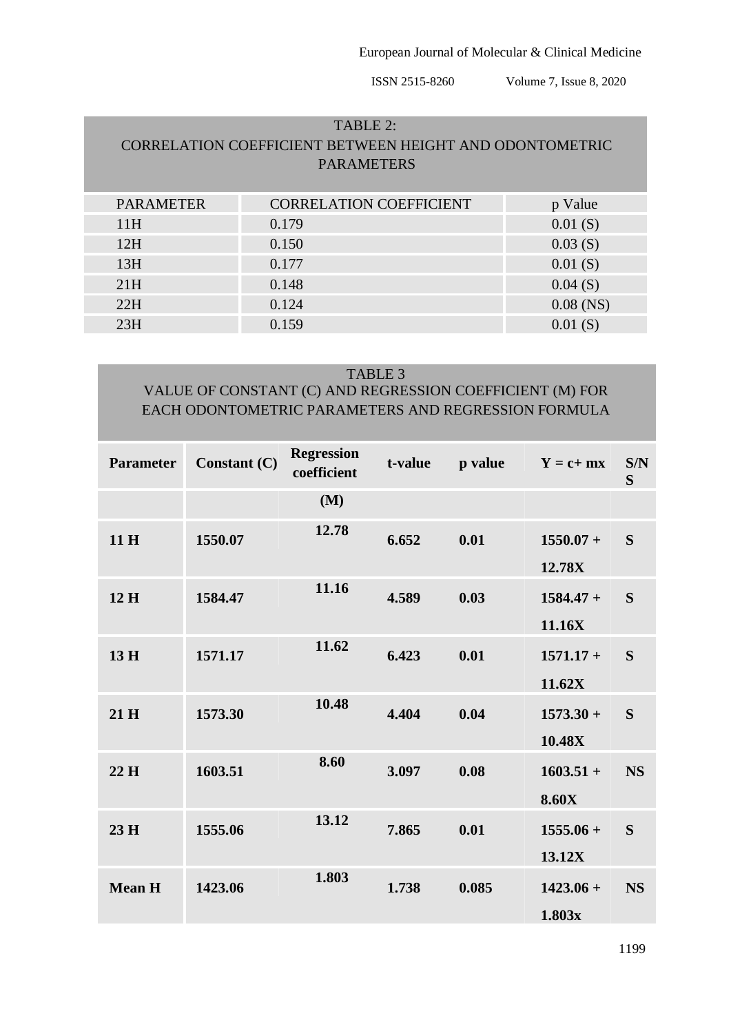TABLE 2:
CORRELATION COEFFICIENT BETWEEN HEIGHT AND ODONTOMETRIC PARAMETERS

| PARAMETER | CORRELATION COEFFICIENT | p Value |
|---|---|---|
| 11H | 0.179 | 0.01 (S) |
| 12H | 0.150 | 0.03 (S) |
| 13H | 0.177 | 0.01 (S) |
| 21H | 0.148 | 0.04 (S) |
| 22H | 0.124 | 0.08 (NS) |
| 23H | 0.159 | 0.01 (S) |

TABLE 3
VALUE OF CONSTANT (C) AND REGRESSION COEFFICIENT (M) FOR EACH ODONTOMETRIC PARAMETERS AND REGRESSION FORMULA

| **Parameter** | **Constant (C)** | **Regression coefficient (M)** | **t-value** | **p value** | **Y = c+ mx** | **S/NS** |
|---|---|---|---|---|---|---|
| **11 H** | **1550.07** | **12.78** | **6.652** | **0.01** | **1550.07 + 12.78X** | **S** |
| **12 H** | **1584.47** | **11.16** | **4.589** | **0.03** | **1584.47 + 11.16X** | **S** |
| **13 H** | **1571.17** | **11.62** | **6.423** | **0.01** | **1571.17 + 11.62X** | **S** |
| **21 H** | **1573.30** | **10.48** | **4.404** | **0.04** | **1573.30 + 10.48X** | **S** |
| **22 H** | **1603.51** | **8.60** | **3.097** | **0.08** | **1603.51 + 8.60X** | **NS** |
| **23 H** | **1555.06** | **13.12** | **7.865** | **0.01** | **1555.06 + 13.12X** | **S** |
| **Mean H** | **1423.06** | **1.803** | **1.738** | **0.085** | **1423.06 + 1.803x** | **NS** |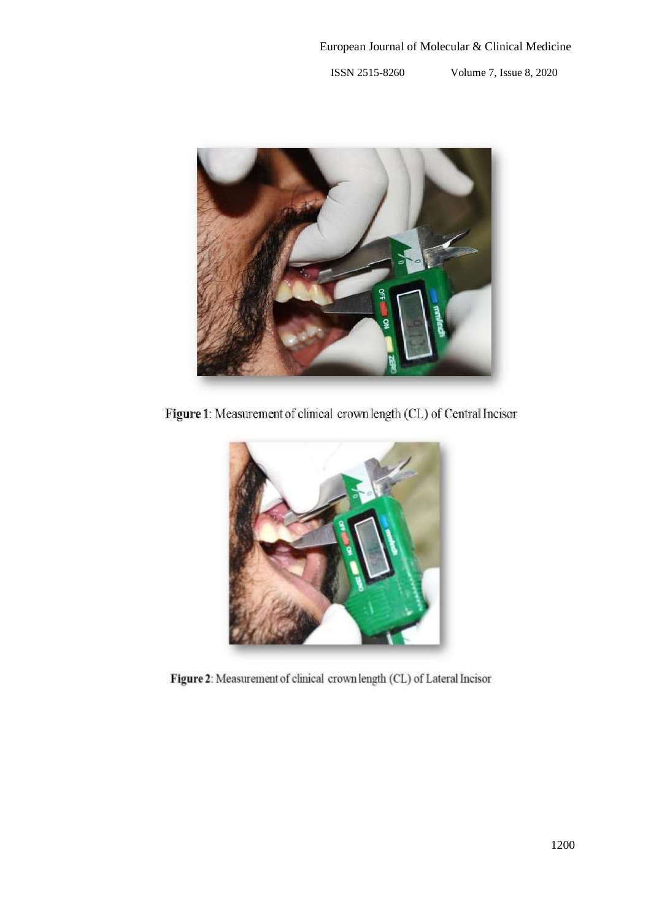**Figure 1**: Measurement of clinical crown length (CL) of Central Incisor

**Figure 2**: Measurement of clinical crown length (CL) of Lateral Incisor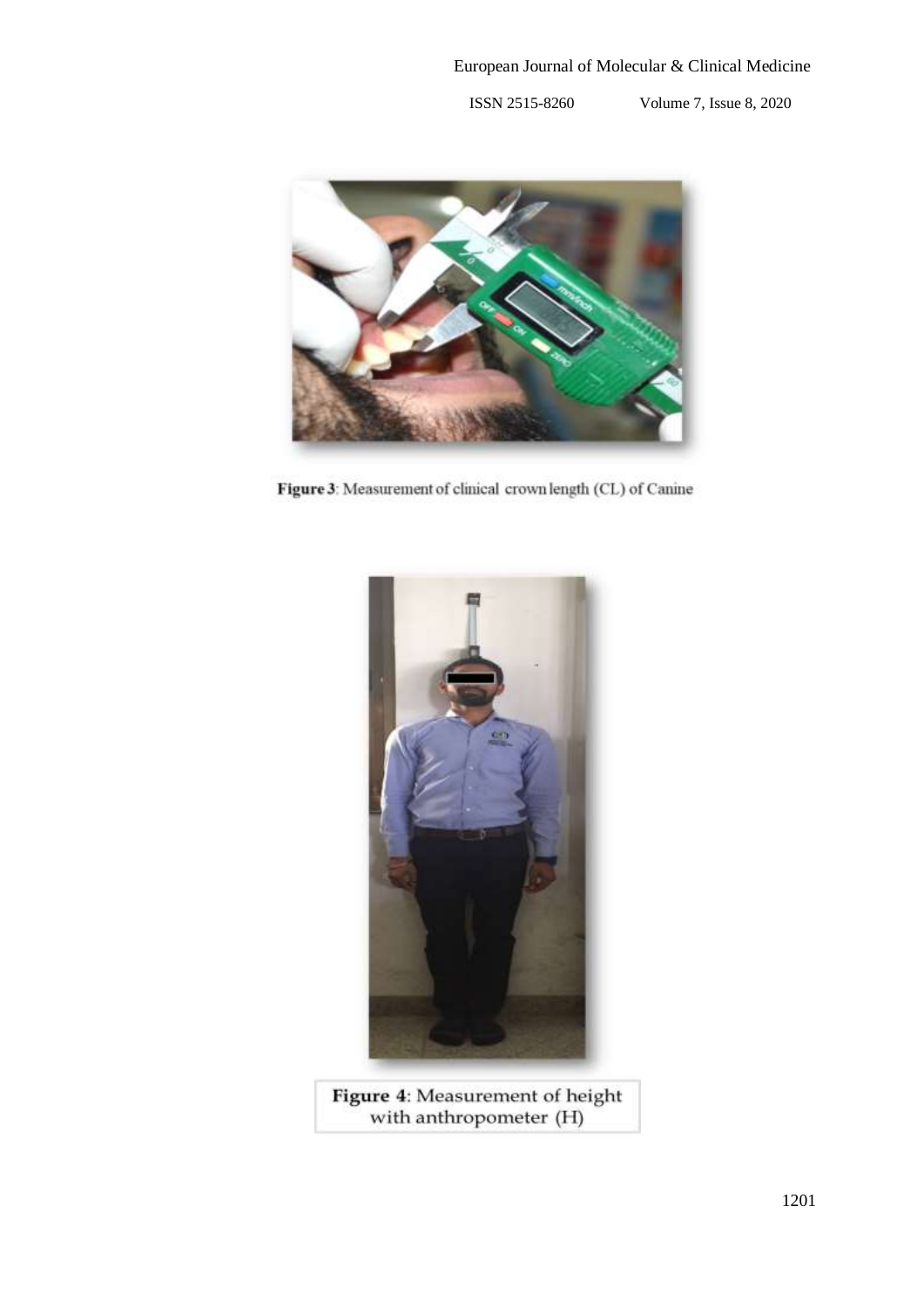**Figure 3**: Measurement of clinical crown length (CL) of Canine

**Figure 4**: Measurement of height with anthropometer (H)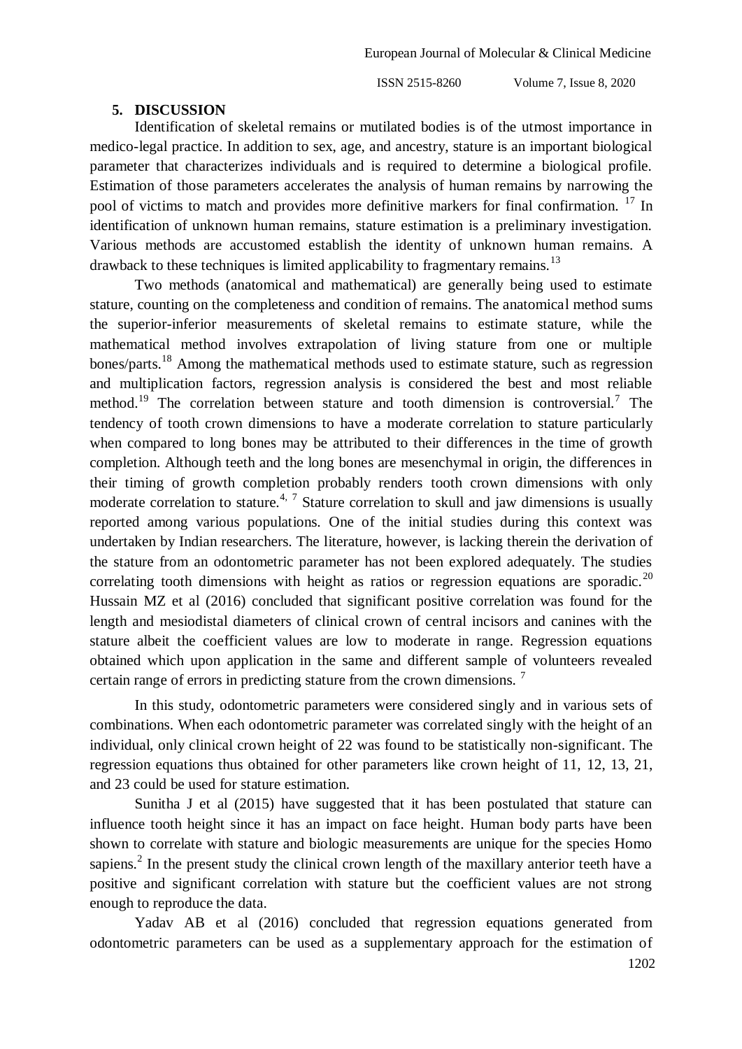## 5. DISCUSSION

Identification of skeletal remains or mutilated bodies is of the utmost importance in medico-legal practice. In addition to sex, age, and ancestry, stature is an important biological parameter that characterizes individuals and is required to determine a biological profile. Estimation of those parameters accelerates the analysis of human remains by narrowing the pool of victims to match and provides more definitive markers for final confirmation. [17] In identification of unknown human remains, stature estimation is a preliminary investigation. Various methods are accustomed establish the identity of unknown human remains. A drawback to these techniques is limited applicability to fragmentary remains.[13]

Two methods (anatomical and mathematical) are generally being used to estimate stature, counting on the completeness and condition of remains. The anatomical method sums the superior-inferior measurements of skeletal remains to estimate stature, while the mathematical method involves extrapolation of living stature from one or multiple bones/parts.[18] Among the mathematical methods used to estimate stature, such as regression and multiplication factors, regression analysis is considered the best and most reliable method.[19] The correlation between stature and tooth dimension is controversial.[7] The tendency of tooth crown dimensions to have a moderate correlation to stature particularly when compared to long bones may be attributed to their differences in the time of growth completion. Although teeth and the long bones are mesenchymal in origin, the differences in their timing of growth completion probably renders tooth crown dimensions with only moderate correlation to stature.[4, 7] Stature correlation to skull and jaw dimensions is usually reported among various populations. One of the initial studies during this context was undertaken by Indian researchers. The literature, however, is lacking therein the derivation of the stature from an odontometric parameter has not been explored adequately. The studies correlating tooth dimensions with height as ratios or regression equations are sporadic.[20] Hussain MZ et al (2016) concluded that significant positive correlation was found for the length and mesiodistal diameters of clinical crown of central incisors and canines with the stature albeit the coefficient values are low to moderate in range. Regression equations obtained which upon application in the same and different sample of volunteers revealed certain range of errors in predicting stature from the crown dimensions. [7]

In this study, odontometric parameters were considered singly and in various sets of combinations. When each odontometric parameter was correlated singly with the height of an individual, only clinical crown height of 22 was found to be statistically non-significant. The regression equations thus obtained for other parameters like crown height of 11, 12, 13, 21, and 23 could be used for stature estimation.

Sunitha J et al (2015) have suggested that it has been postulated that stature can influence tooth height since it has an impact on face height. Human body parts have been shown to correlate with stature and biologic measurements are unique for the species Homo sapiens.[2] In the present study the clinical crown length of the maxillary anterior teeth have a positive and significant correlation with stature but the coefficient values are not strong enough to reproduce the data.

Yadav AB et al (2016) concluded that regression equations generated from odontometric parameters can be used as a supplementary approach for the estimation of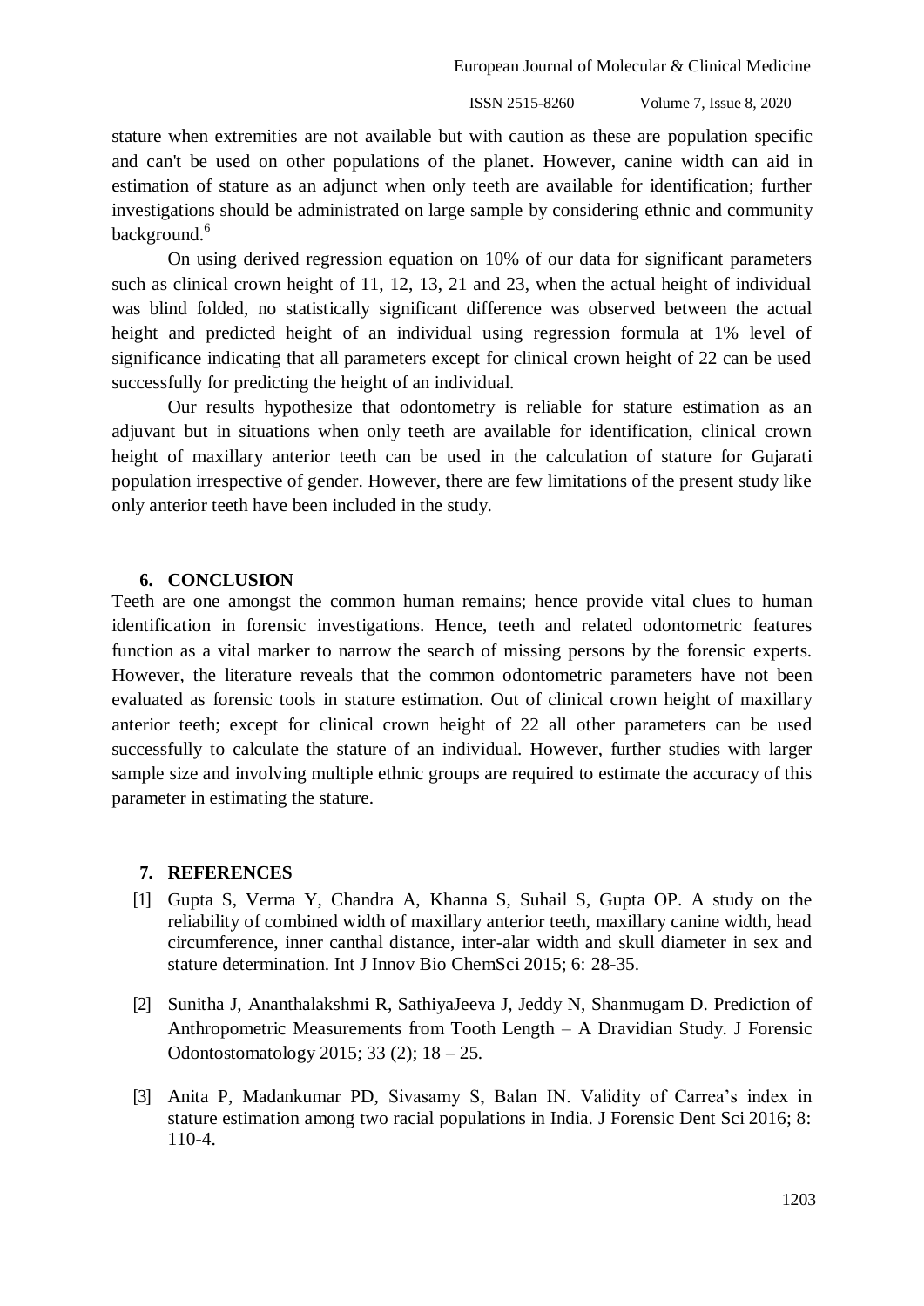stature when extremities are not available but with caution as these are population specific and can't be used on other populations of the planet. However, canine width can aid in estimation of stature as an adjunct when only teeth are available for identification; further investigations should be administrated on large sample by considering ethnic and community background.[6]

On using derived regression equation on 10% of our data for significant parameters such as clinical crown height of 11, 12, 13, 21 and 23, when the actual height of individual was blind folded, no statistically significant difference was observed between the actual height and predicted height of an individual using regression formula at 1% level of significance indicating that all parameters except for clinical crown height of 22 can be used successfully for predicting the height of an individual.

Our results hypothesize that odontometry is reliable for stature estimation as an adjuvant but in situations when only teeth are available for identification, clinical crown height of maxillary anterior teeth can be used in the calculation of stature for Gujarati population irrespective of gender. However, there are few limitations of the present study like only anterior teeth have been included in the study.

## 6. CONCLUSION

Teeth are one amongst the common human remains; hence provide vital clues to human identification in forensic investigations. Hence, teeth and related odontometric features function as a vital marker to narrow the search of missing persons by the forensic experts. However, the literature reveals that the common odontometric parameters have not been evaluated as forensic tools in stature estimation. Out of clinical crown height of maxillary anterior teeth; except for clinical crown height of 22 all other parameters can be used successfully to calculate the stature of an individual. However, further studies with larger sample size and involving multiple ethnic groups are required to estimate the accuracy of this parameter in estimating the stature.

## 7. REFERENCES

[1] Gupta S, Verma Y, Chandra A, Khanna S, Suhail S, Gupta OP. A study on the reliability of combined width of maxillary anterior teeth, maxillary canine width, head circumference, inner canthal distance, inter-alar width and skull diameter in sex and stature determination. Int J Innov Bio ChemSci 2015; 6: 28-35.

[2] Sunitha J, Ananthalakshmi R, SathiyaJeeva J, Jeddy N, Shanmugam D. Prediction of Anthropometric Measurements from Tooth Length – A Dravidian Study. J Forensic Odontostomatology 2015; 33 (2); 18 – 25.

[3] Anita P, Madankumar PD, Sivasamy S, Balan IN. Validity of Carrea's index in stature estimation among two racial populations in India. J Forensic Dent Sci 2016; 8: 110-4.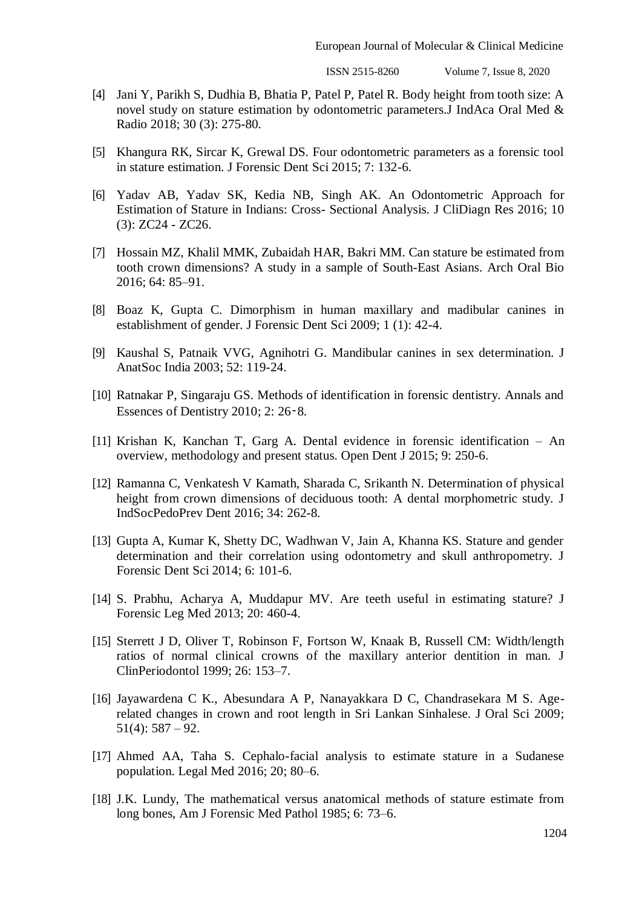[4] Jani Y, Parikh S, Dudhia B, Bhatia P, Patel P, Patel R. Body height from tooth size: A novel study on stature estimation by odontometric parameters.J IndAca Oral Med & Radio 2018; 30 (3): 275-80.

[5] Khangura RK, Sircar K, Grewal DS. Four odontometric parameters as a forensic tool in stature estimation. J Forensic Dent Sci 2015; 7: 132-6.

[6] Yadav AB, Yadav SK, Kedia NB, Singh AK. An Odontometric Approach for Estimation of Stature in Indians: Cross- Sectional Analysis. J CliDiagn Res 2016; 10 (3): ZC24 - ZC26.

[7] Hossain MZ, Khalil MMK, Zubaidah HAR, Bakri MM. Can stature be estimated from tooth crown dimensions? A study in a sample of South-East Asians. Arch Oral Bio 2016; 64: 85–91.

[8] Boaz K, Gupta C. Dimorphism in human maxillary and madibular canines in establishment of gender. J Forensic Dent Sci 2009; 1 (1): 42-4.

[9] Kaushal S, Patnaik VVG, Agnihotri G. Mandibular canines in sex determination. J AnatSoc India 2003; 52: 119-24.

[10] Ratnakar P, Singaraju GS. Methods of identification in forensic dentistry. Annals and Essences of Dentistry 2010; 2: 26‑8.

[11] Krishan K, Kanchan T, Garg A. Dental evidence in forensic identification – An overview, methodology and present status. Open Dent J 2015; 9: 250-6.

[12] Ramanna C, Venkatesh V Kamath, Sharada C, Srikanth N. Determination of physical height from crown dimensions of deciduous tooth: A dental morphometric study. J IndSocPedoPrev Dent 2016; 34: 262-8.

[13] Gupta A, Kumar K, Shetty DC, Wadhwan V, Jain A, Khanna KS. Stature and gender determination and their correlation using odontometry and skull anthropometry. J Forensic Dent Sci 2014; 6: 101-6.

[14] S. Prabhu, Acharya A, Muddapur MV. Are teeth useful in estimating stature? J Forensic Leg Med 2013; 20: 460-4.

[15] Sterrett J D, Oliver T, Robinson F, Fortson W, Knaak B, Russell CM: Width/length ratios of normal clinical crowns of the maxillary anterior dentition in man. J ClinPeriodontol 1999; 26: 153–7.

[16] Jayawardena C K., Abesundara A P, Nanayakkara D C, Chandrasekara M S. Age-related changes in crown and root length in Sri Lankan Sinhalese. J Oral Sci 2009; 51(4): 587 – 92.

[17] Ahmed AA, Taha S. Cephalo-facial analysis to estimate stature in a Sudanese population. Legal Med 2016; 20; 80–6.

[18] J.K. Lundy, The mathematical versus anatomical methods of stature estimate from long bones, Am J Forensic Med Pathol 1985; 6: 73–6.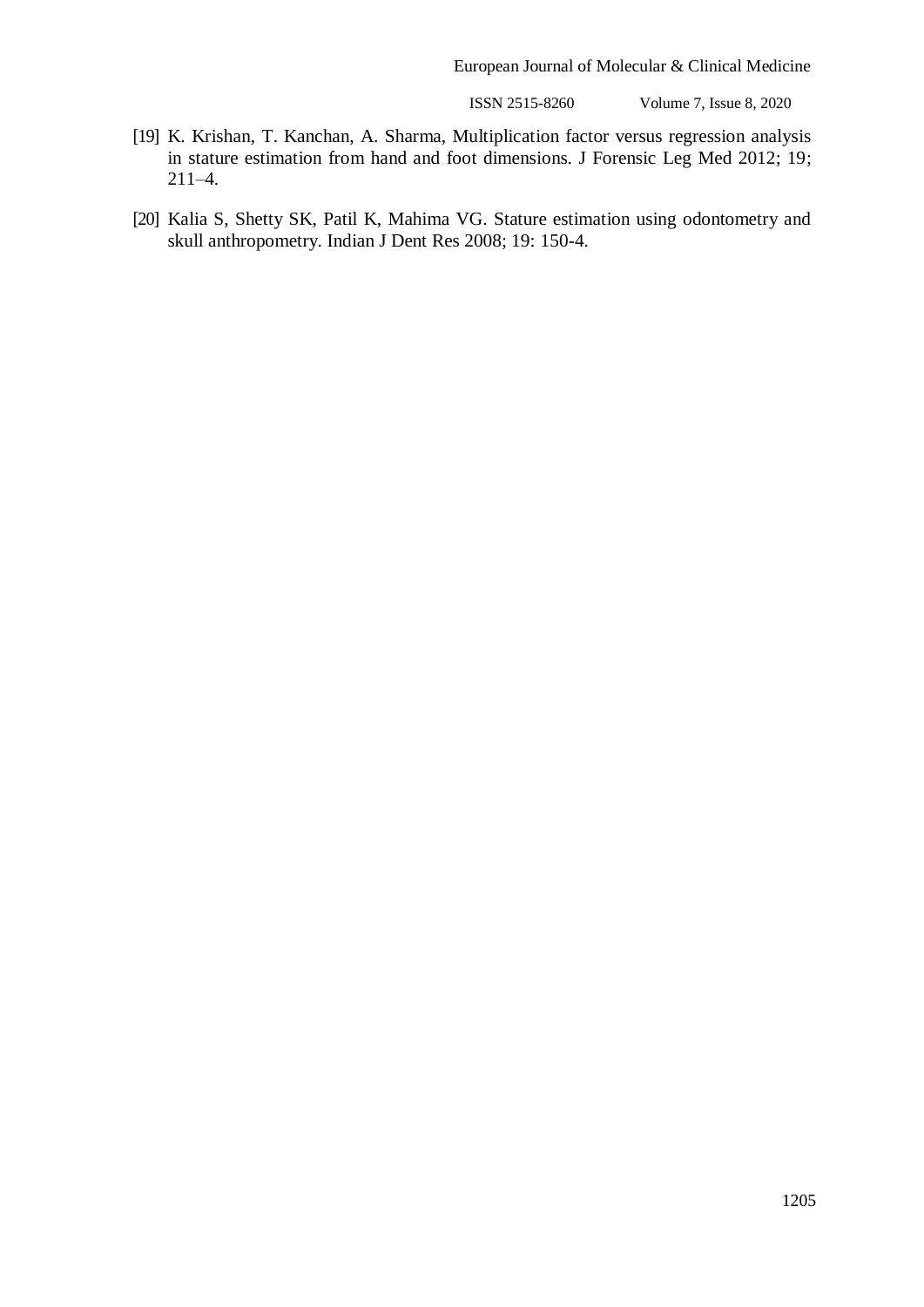[19] K. Krishan, T. Kanchan, A. Sharma, Multiplication factor versus regression analysis in stature estimation from hand and foot dimensions. J Forensic Leg Med 2012; 19; 211–4.

[20] Kalia S, Shetty SK, Patil K, Mahima VG. Stature estimation using odontometry and skull anthropometry. Indian J Dent Res 2008; 19: 150-4.